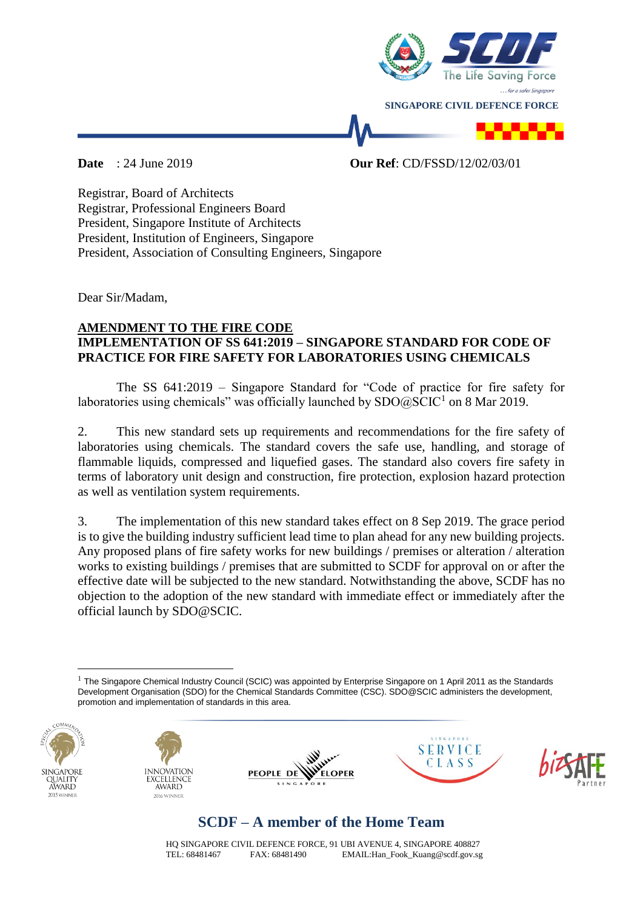SINGAPORE CIVIL DEFENCE FORCE

**Date** : 24 June 2019 **Our Ref**: CD/FSSD/12/02/03/01

Registrar, Board of Architects
Registrar, Professional Engineers Board
President, Singapore Institute of Architects
President, Institution of Engineers, Singapore
President, Association of Consulting Engineers, Singapore

Dear Sir/Madam,

**AMENDMENT TO THE FIRE CODE**
**IMPLEMENTATION OF SS 641:2019 – SINGAPORE STANDARD FOR CODE OF PRACTICE FOR FIRE SAFETY FOR LABORATORIES USING CHEMICALS**

The SS 641:2019 – Singapore Standard for "Code of practice for fire safety for laboratories using chemicals" was officially launched by SDO@SCIC[1] on 8 Mar 2019.

2. This new standard sets up requirements and recommendations for the fire safety of laboratories using chemicals. The standard covers the safe use, handling, and storage of flammable liquids, compressed and liquefied gases. The standard also covers fire safety in terms of laboratory unit design and construction, fire protection, explosion hazard protection as well as ventilation system requirements.

3. The implementation of this new standard takes effect on 8 Sep 2019. The grace period is to give the building industry sufficient lead time to plan ahead for any new building projects. Any proposed plans of fire safety works for new buildings / premises or alteration / alteration works to existing buildings / premises that are submitted to SCDF for approval on or after the effective date will be subjected to the new standard. Notwithstanding the above, SCDF has no objection to the adoption of the new standard with immediate effect or immediately after the official launch by SDO@SCIC.

---

[1] The Singapore Chemical Industry Council (SCIC) was appointed by Enterprise Singapore on 1 April 2011 as the Standards Development Organisation (SDO) for the Chemical Standards Committee (CSC). SDO@SCIC administers the development, promotion and implementation of standards in this area.

**SCDF – A member of the Home Team**

HQ SINGAPORE CIVIL DEFENCE FORCE, 91 UBI AVENUE 4, SINGAPORE 408827
TEL: 68481467 FAX: 68481490 EMAIL:Han_Fook_Kuang@scdf.gov.sg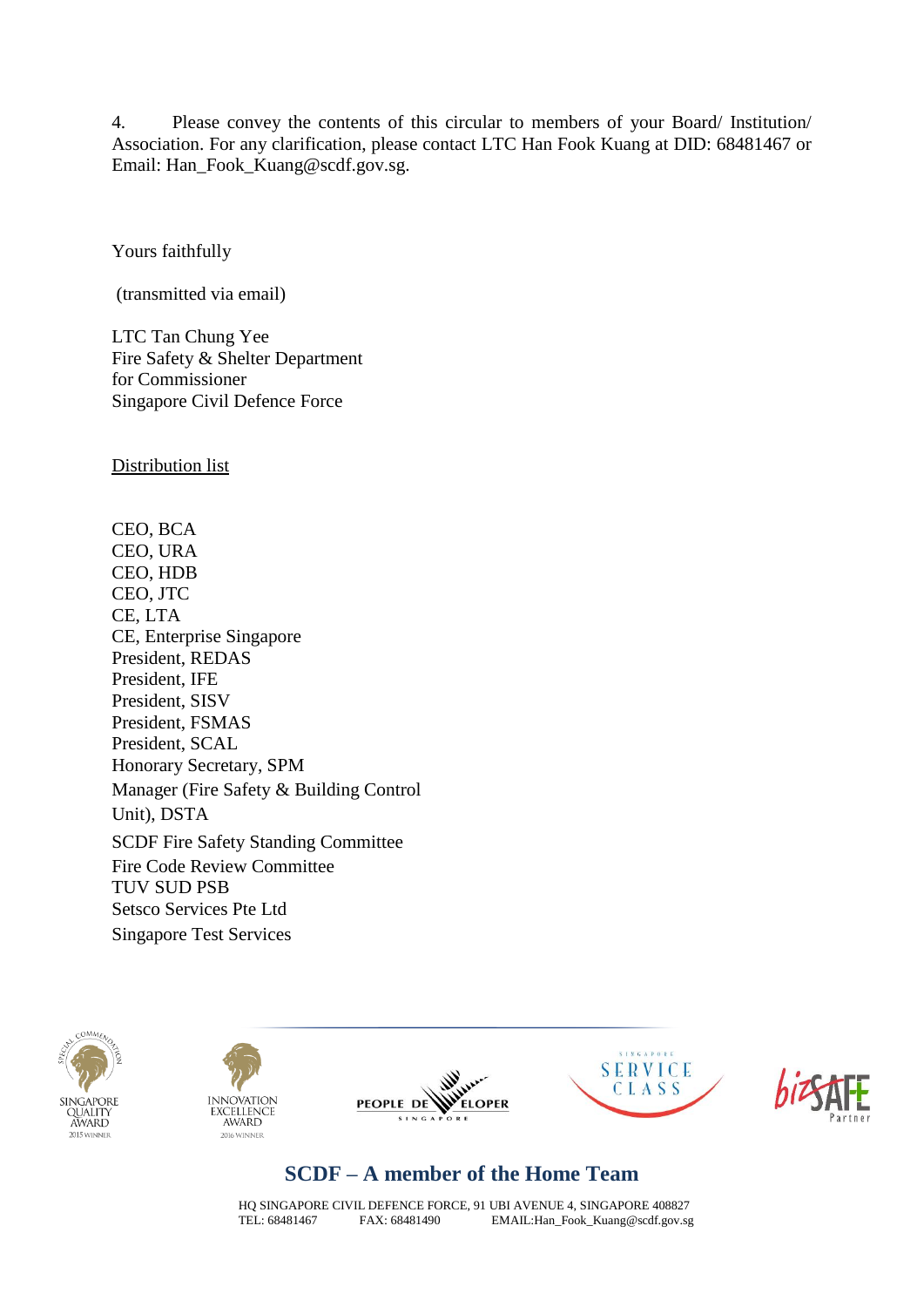4. Please convey the contents of this circular to members of your Board/ Institution/ Association. For any clarification, please contact LTC Han Fook Kuang at DID: 68481467 or Email: Han_Fook_Kuang@scdf.gov.sg.

Yours faithfully

(transmitted via email)

LTC Tan Chung Yee
Fire Safety & Shelter Department
for Commissioner
Singapore Civil Defence Force

Distribution list

CEO, BCA
CEO, URA
CEO, HDB
CEO, JTC
CE, LTA
CE, Enterprise Singapore
President, REDAS
President, IFE
President, SISV
President, FSMAS
President, SCAL
Honorary Secretary, SPM
Manager (Fire Safety & Building Control Unit), DSTA
SCDF Fire Safety Standing Committee
Fire Code Review Committee
TUV SUD PSB
Setsco Services Pte Ltd
Singapore Test Services

**SCDF – A member of the Home Team**

HQ SINGAPORE CIVIL DEFENCE FORCE, 91 UBI AVENUE 4, SINGAPORE 408827
TEL: 68481467 FAX: 68481490 EMAIL:Han_Fook_Kuang@scdf.gov.sg